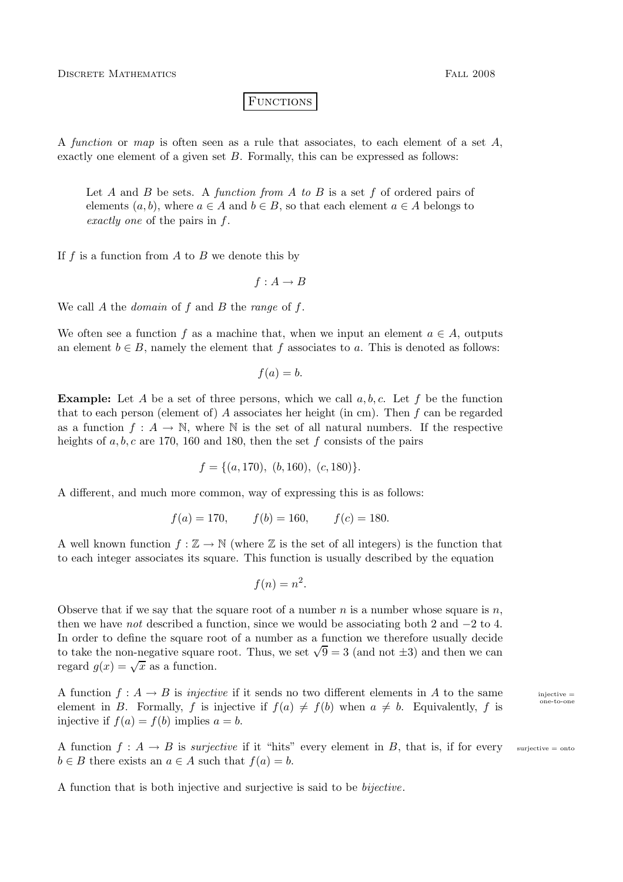# Functions

A *function* or *map* is often seen as a rule that associates, to each element of a set $A$, exactly one element of a given set $B$. Formally, this can be expressed as follows:

> Let $A$ and $B$ be sets. A *function from $A$ to $B$* is a set $f$ of ordered pairs of elements $(a, b)$, where $a \in A$ and $b \in B$, so that each element $a \in A$ belongs to *exactly one* of the pairs in $f$.

If $f$ is a function from $A$ to $B$ we denote this by

$$f : A \to B$$

We call $A$ the *domain* of $f$ and $B$ the *range* of $f$.

We often see a function $f$ as a machine that, when we input an element $a \in A$, outputs an element $b \in B$, namely the element that $f$ associates to $a$. This is denoted as follows:

$$f(a) = b.$$

**Example:** Let $A$ be a set of three persons, which we call $a, b, c$. Let $f$ be the function that to each person (element of) $A$ associates her height (in cm). Then $f$ can be regarded as a function $f : A \to \mathbb{N}$, where $\mathbb{N}$ is the set of all natural numbers. If the respective heights of $a, b, c$ are 170, 160 and 180, then the set $f$ consists of the pairs

$$f = \{(a, 170),\ (b, 160),\ (c, 180)\}.$$

A different, and much more common, way of expressing this is as follows:

$$f(a) = 170, \qquad f(b) = 160, \qquad f(c) = 180.$$

A well known function $f : \mathbb{Z} \to \mathbb{N}$ (where $\mathbb{Z}$ is the set of all integers) is the function that to each integer associates its square. This function is usually described by the equation

$$f(n) = n^2.$$

Observe that if we say that the square root of a number $n$ is a number whose square is $n$, then we have *not* described a function, since we would be associating both 2 and $-2$ to 4. In order to define the square root of a number as a function we therefore usually decide to take the non-negative square root. Thus, we set $\sqrt{9} = 3$ (and not $\pm 3$) and then we can regard $g(x) = \sqrt{x}$ as a function.

A function $f : A \to B$ is *injective* if it sends no two different elements in $A$ to the same element in $B$. Formally, $f$ is injective if $f(a) \neq f(b)$ when $a \neq b$. Equivalently, $f$ is injective if $f(a) = f(b)$ implies $a = b$.

injective = one-to-one

A function $f : A \to B$ is *surjective* if it "hits" every element in $B$, that is, if for every $b \in B$ there exists an $a \in A$ such that $f(a) = b$.

surjective = onto

A function that is both injective and surjective is said to be *bijective*.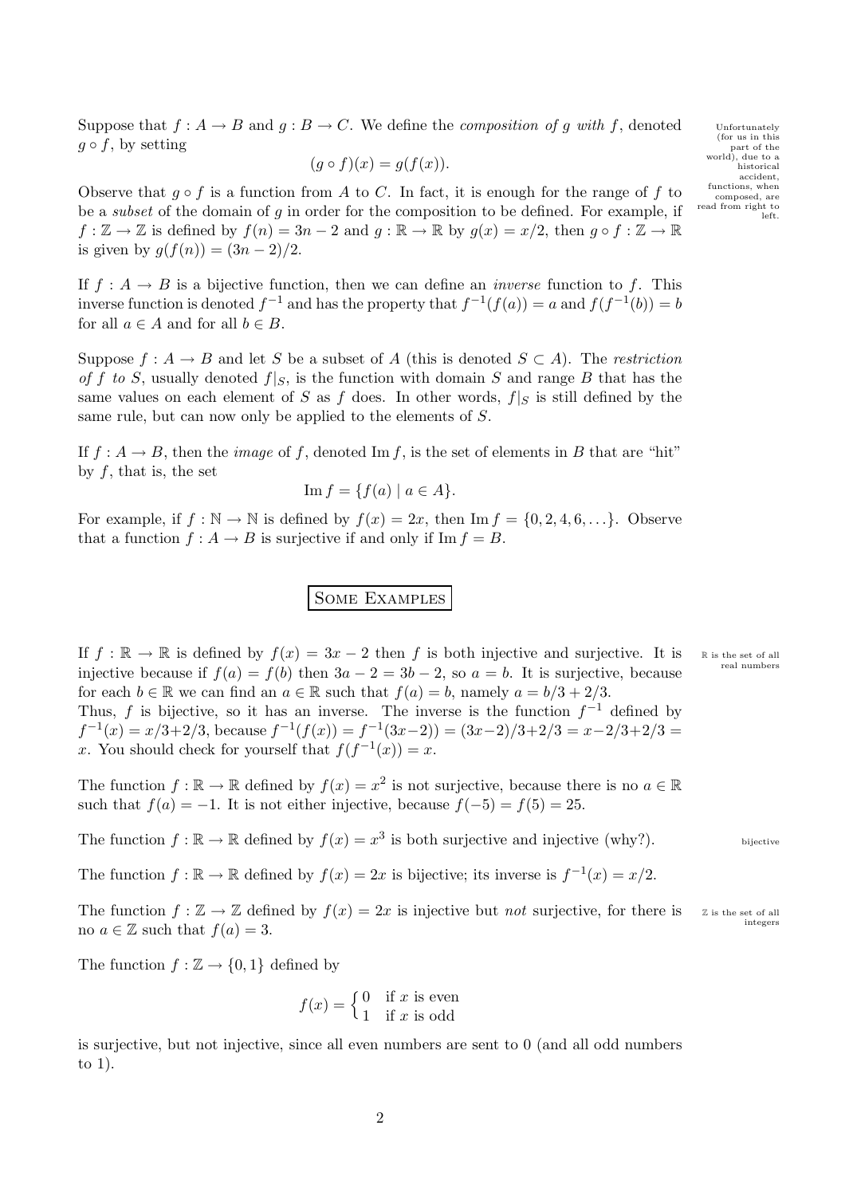Suppose that $f : A \to B$ and $g : B \to C$. We define the *composition of $g$ with $f$*, denoted $g \circ f$, by setting

$$(g \circ f)(x) = g(f(x)).$$

Unfortunately (for us in this part of the world), due to a historical accident, functions, when composed, are read from right to left.

Observe that $g \circ f$ is a function from $A$ to $C$. In fact, it is enough for the range of $f$ to be a *subset* of the domain of $g$ in order for the composition to be defined. For example, if $f : \mathbb{Z} \to \mathbb{Z}$ is defined by $f(n) = 3n - 2$ and $g : \mathbb{R} \to \mathbb{R}$ by $g(x) = x/2$, then $g \circ f : \mathbb{Z} \to \mathbb{R}$ is given by $g(f(n)) = (3n - 2)/2$.

If $f : A \to B$ is a bijective function, then we can define an *inverse* function to $f$. This inverse function is denoted $f^{-1}$ and has the property that $f^{-1}(f(a)) = a$ and $f(f^{-1}(b)) = b$ for all $a \in A$ and for all $b \in B$.

Suppose $f : A \to B$ and let $S$ be a subset of $A$ (this is denoted $S \subset A$). The *restriction of $f$ to $S$*, usually denoted $f|_S$, is the function with domain $S$ and range $B$ that has the same values on each element of $S$ as $f$ does. In other words, $f|_S$ is still defined by the same rule, but can now only be applied to the elements of $S$.

If $f : A \to B$, then the *image* of $f$, denoted $\operatorname{Im} f$, is the set of elements in $B$ that are "hit" by $f$, that is, the set

$$\operatorname{Im} f = \{f(a) \mid a \in A\}.$$

For example, if $f : \mathbb{N} \to \mathbb{N}$ is defined by $f(x) = 2x$, then $\operatorname{Im} f = \{0, 2, 4, 6, \ldots\}$. Observe that a function $f : A \to B$ is surjective if and only if $\operatorname{Im} f = B$.

## Some Examples

If $f : \mathbb{R} \to \mathbb{R}$ is defined by $f(x) = 3x - 2$ then $f$ is both injective and surjective. It is injective because if $f(a) = f(b)$ then $3a - 2 = 3b - 2$, so $a = b$. It is surjective, because for each $b \in \mathbb{R}$ we can find an $a \in \mathbb{R}$ such that $f(a) = b$, namely $a = b/3 + 2/3$.

$\mathbb{R}$ is the set of all real numbers

Thus, $f$ is bijective, so it has an inverse. The inverse is the function $f^{-1}$ defined by $f^{-1}(x) = x/3 + 2/3$, because $f^{-1}(f(x)) = f^{-1}(3x - 2) = (3x - 2)/3 + 2/3 = x - 2/3 + 2/3 = x$. You should check for yourself that $f(f^{-1}(x)) = x$.

The function $f : \mathbb{R} \to \mathbb{R}$ defined by $f(x) = x^2$ is not surjective, because there is no $a \in \mathbb{R}$ such that $f(a) = -1$. It is not either injective, because $f(-5) = f(5) = 25$.

The function $f : \mathbb{R} \to \mathbb{R}$ defined by $f(x) = x^3$ is both surjective and injective (why?).

bijective

The function $f : \mathbb{R} \to \mathbb{R}$ defined by $f(x) = 2x$ is bijective; its inverse is $f^{-1}(x) = x/2$.

The function $f : \mathbb{Z} \to \mathbb{Z}$ defined by $f(x) = 2x$ is injective but *not* surjective, for there is no $a \in \mathbb{Z}$ such that $f(a) = 3$.

$\mathbb{Z}$ is the set of all integers

The function $f : \mathbb{Z} \to \{0, 1\}$ defined by

$$f(x) = \begin{cases} 0 & \text{if } x \text{ is even} \\ 1 & \text{if } x \text{ is odd} \end{cases}$$

is surjective, but not injective, since all even numbers are sent to 0 (and all odd numbers to 1).